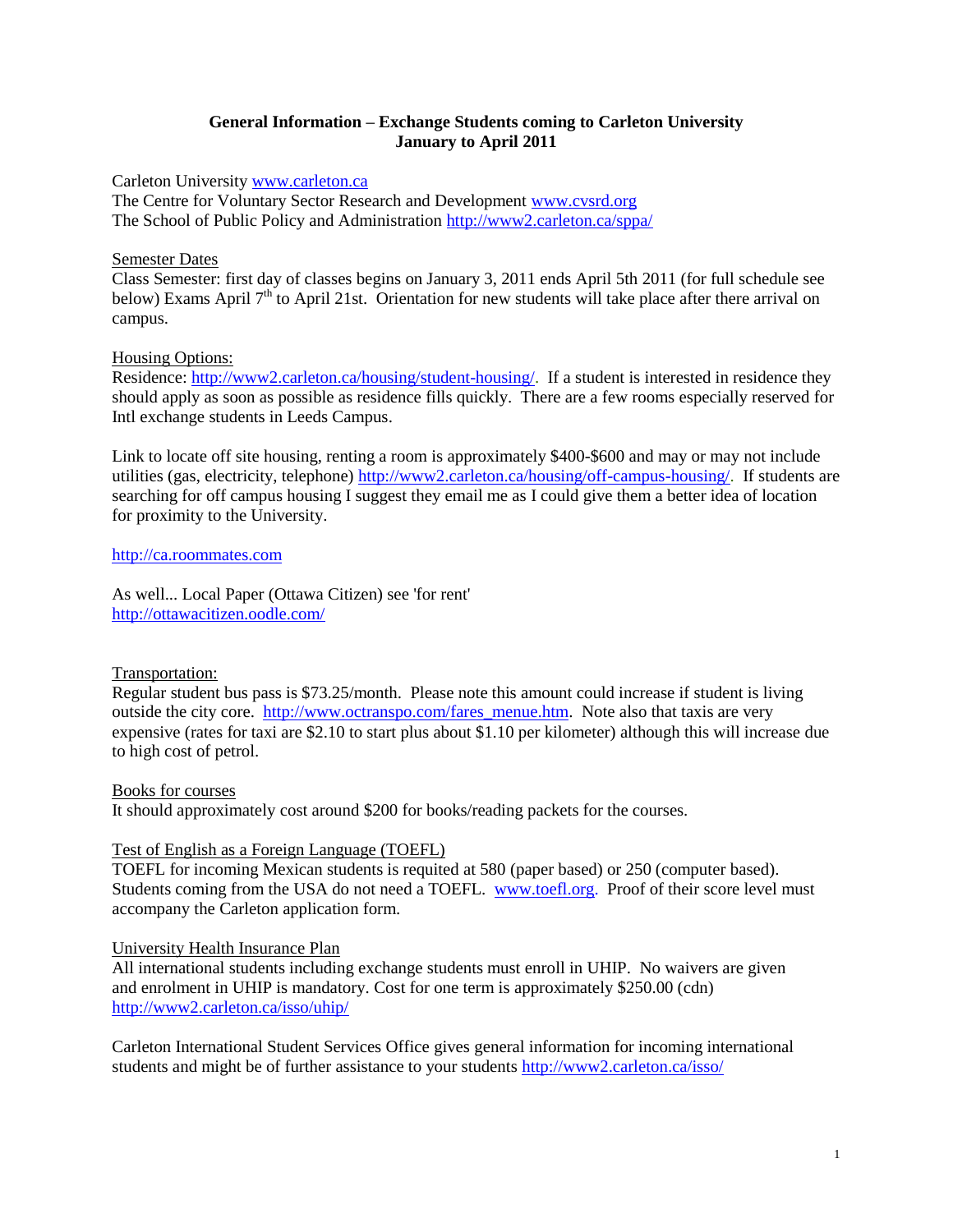**General Information – Exchange Students coming to Carleton University**
**January to April 2011**

Carleton University www.carleton.ca
The Centre for Voluntary Sector Research and Development www.cvsrd.org
The School of Public Policy and Administration http://www2.carleton.ca/sppa/

Semester Dates
Class Semester: first day of classes begins on January 3, 2011 ends April 5th 2011 (for full schedule see below) Exams April 7th to April 21st. Orientation for new students will take place after there arrival on campus.

Housing Options:
Residence: http://www2.carleton.ca/housing/student-housing/. If a student is interested in residence they should apply as soon as possible as residence fills quickly. There are a few rooms especially reserved for Intl exchange students in Leeds Campus.

Link to locate off site housing, renting a room is approximately $400-$600 and may or may not include utilities (gas, electricity, telephone) http://www2.carleton.ca/housing/off-campus-housing/. If students are searching for off campus housing I suggest they email me as I could give them a better idea of location for proximity to the University.

http://ca.roommates.com

As well... Local Paper (Ottawa Citizen) see 'for rent'
http://ottawacitizen.oodle.com/

Transportation:
Regular student bus pass is $73.25/month. Please note this amount could increase if student is living outside the city core. http://www.octranspo.com/fares_menue.htm. Note also that taxis are very expensive (rates for taxi are $2.10 to start plus about $1.10 per kilometer) although this will increase due to high cost of petrol.

Books for courses
It should approximately cost around $200 for books/reading packets for the courses.

Test of English as a Foreign Language (TOEFL)
TOEFL for incoming Mexican students is requited at 580 (paper based) or 250 (computer based). Students coming from the USA do not need a TOEFL. www.toefl.org. Proof of their score level must accompany the Carleton application form.

University Health Insurance Plan
All international students including exchange students must enroll in UHIP. No waivers are given and enrolment in UHIP is mandatory. Cost for one term is approximately $250.00 (cdn) http://www2.carleton.ca/isso/uhip/

Carleton International Student Services Office gives general information for incoming international students and might be of further assistance to your students http://www2.carleton.ca/isso/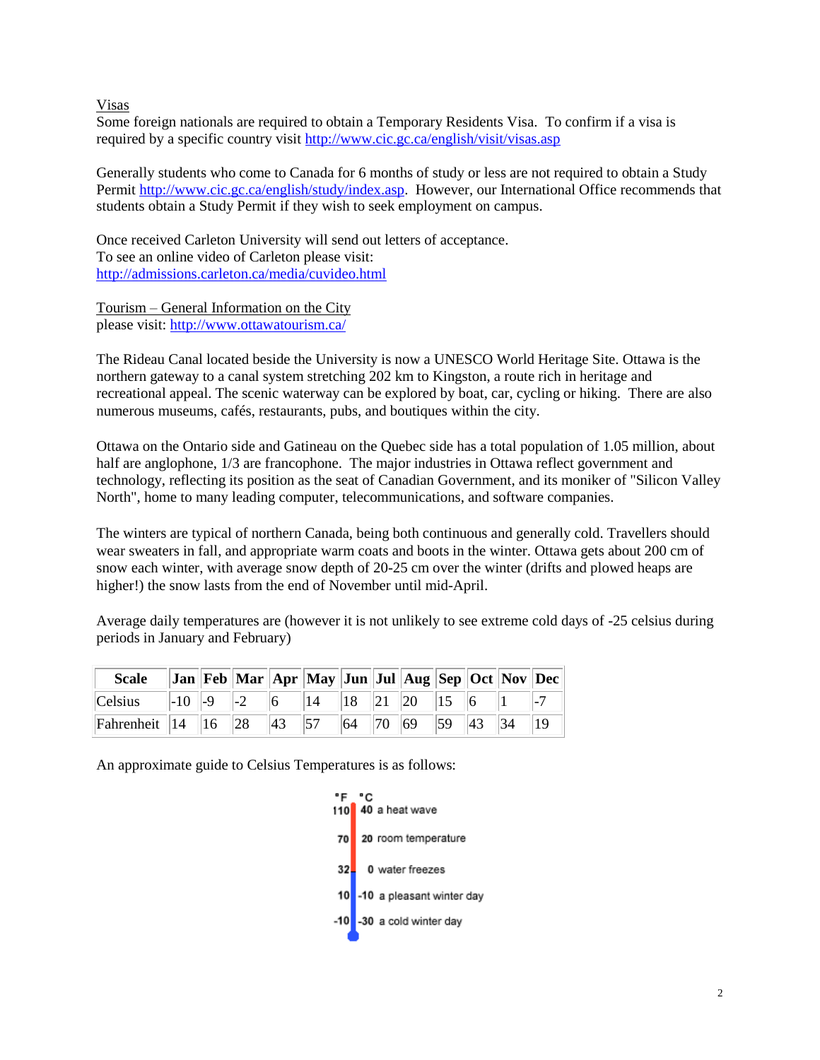Visas

Some foreign nationals are required to obtain a Temporary Residents Visa. To confirm if a visa is required by a specific country visit http://www.cic.gc.ca/english/visit/visas.asp

Generally students who come to Canada for 6 months of study or less are not required to obtain a Study Permit http://www.cic.gc.ca/english/study/index.asp. However, our International Office recommends that students obtain a Study Permit if they wish to seek employment on campus.

Once received Carleton University will send out letters of acceptance.
To see an online video of Carleton please visit:
http://admissions.carleton.ca/media/cuvideo.html

Tourism – General Information on the City
please visit: http://www.ottawatourism.ca/

The Rideau Canal located beside the University is now a UNESCO World Heritage Site. Ottawa is the northern gateway to a canal system stretching 202 km to Kingston, a route rich in heritage and recreational appeal. The scenic waterway can be explored by boat, car, cycling or hiking. There are also numerous museums, cafés, restaurants, pubs, and boutiques within the city.

Ottawa on the Ontario side and Gatineau on the Quebec side has a total population of 1.05 million, about half are anglophone, 1/3 are francophone. The major industries in Ottawa reflect government and technology, reflecting its position as the seat of Canadian Government, and its moniker of "Silicon Valley North", home to many leading computer, telecommunications, and software companies.

The winters are typical of northern Canada, being both continuous and generally cold. Travellers should wear sweaters in fall, and appropriate warm coats and boots in the winter. Ottawa gets about 200 cm of snow each winter, with average snow depth of 20-25 cm over the winter (drifts and plowed heaps are higher!) the snow lasts from the end of November until mid-April.

Average daily temperatures are (however it is not unlikely to see extreme cold days of -25 celsius during periods in January and February)

| Scale | Jan | Feb | Mar | Apr | May | Jun | Jul | Aug | Sep | Oct | Nov | Dec |
|---|---|---|---|---|---|---|---|---|---|---|---|---|
| Celsius | -10 | -9 | -2 | 6 | 14 | 18 | 21 | 20 | 15 | 6 | 1 | -7 |
| Fahrenheit | 14 | 16 | 28 | 43 | 57 | 64 | 70 | 69 | 59 | 43 | 34 | 19 |

An approximate guide to Celsius Temperatures is as follows:

| °F | °C | |
|---|---|---|
| 110 | 40 | a heat wave |
| 70 | 20 | room temperature |
| 32 | 0 | water freezes |
| 10 | -10 | a pleasant winter day |
| -10 | -30 | a cold winter day |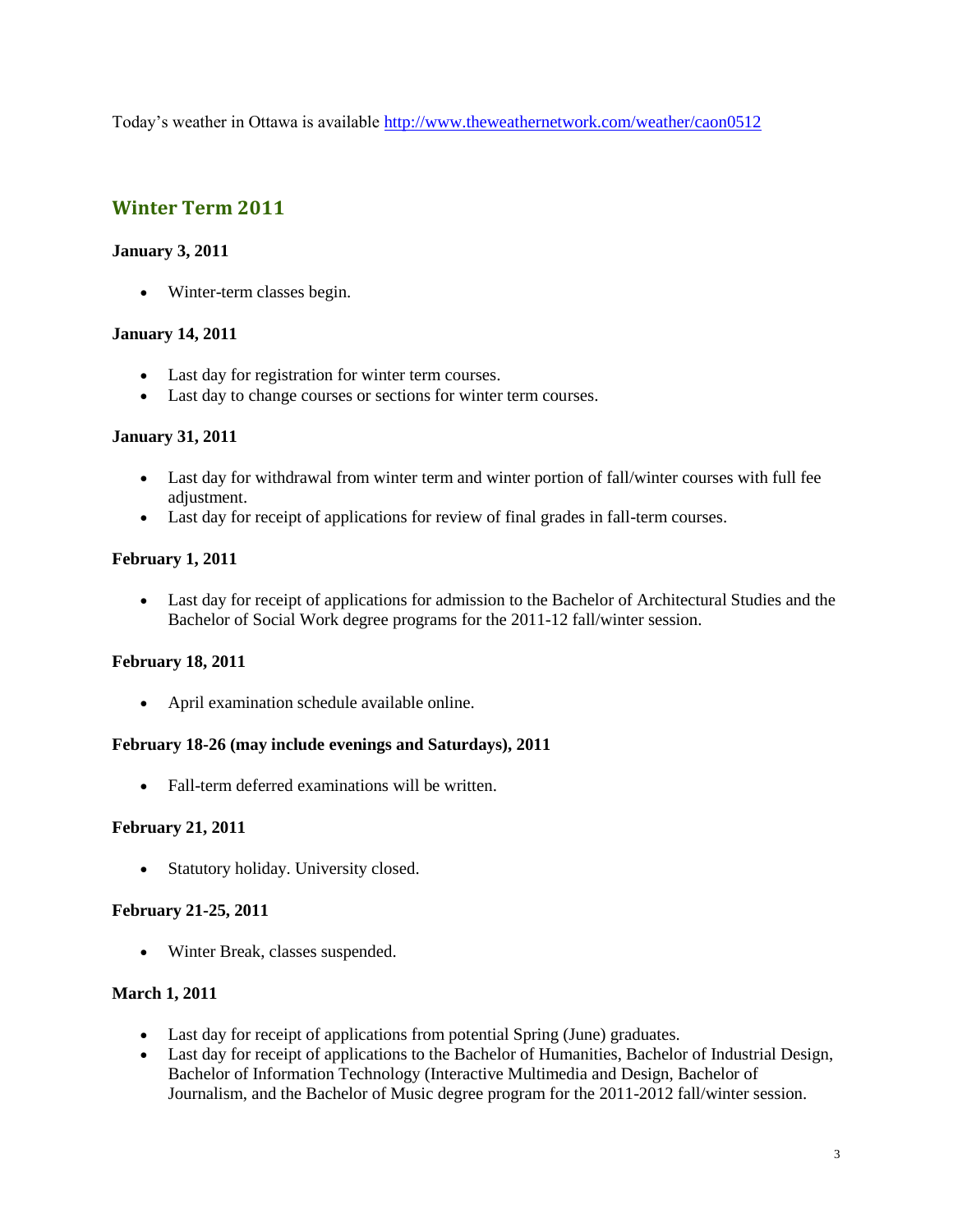Today's weather in Ottawa is available http://www.theweathernetwork.com/weather/caon0512

## Winter Term 2011

**January 3, 2011**

- Winter-term classes begin.

**January 14, 2011**

- Last day for registration for winter term courses.
- Last day to change courses or sections for winter term courses.

**January 31, 2011**

- Last day for withdrawal from winter term and winter portion of fall/winter courses with full fee adjustment.
- Last day for receipt of applications for review of final grades in fall-term courses.

**February 1, 2011**

- Last day for receipt of applications for admission to the Bachelor of Architectural Studies and the Bachelor of Social Work degree programs for the 2011-12 fall/winter session.

**February 18, 2011**

- April examination schedule available online.

**February 18-26 (may include evenings and Saturdays), 2011**

- Fall-term deferred examinations will be written.

**February 21, 2011**

- Statutory holiday. University closed.

**February 21-25, 2011**

- Winter Break, classes suspended.

**March 1, 2011**

- Last day for receipt of applications from potential Spring (June) graduates.
- Last day for receipt of applications to the Bachelor of Humanities, Bachelor of Industrial Design, Bachelor of Information Technology (Interactive Multimedia and Design, Bachelor of Journalism, and the Bachelor of Music degree program for the 2011-2012 fall/winter session.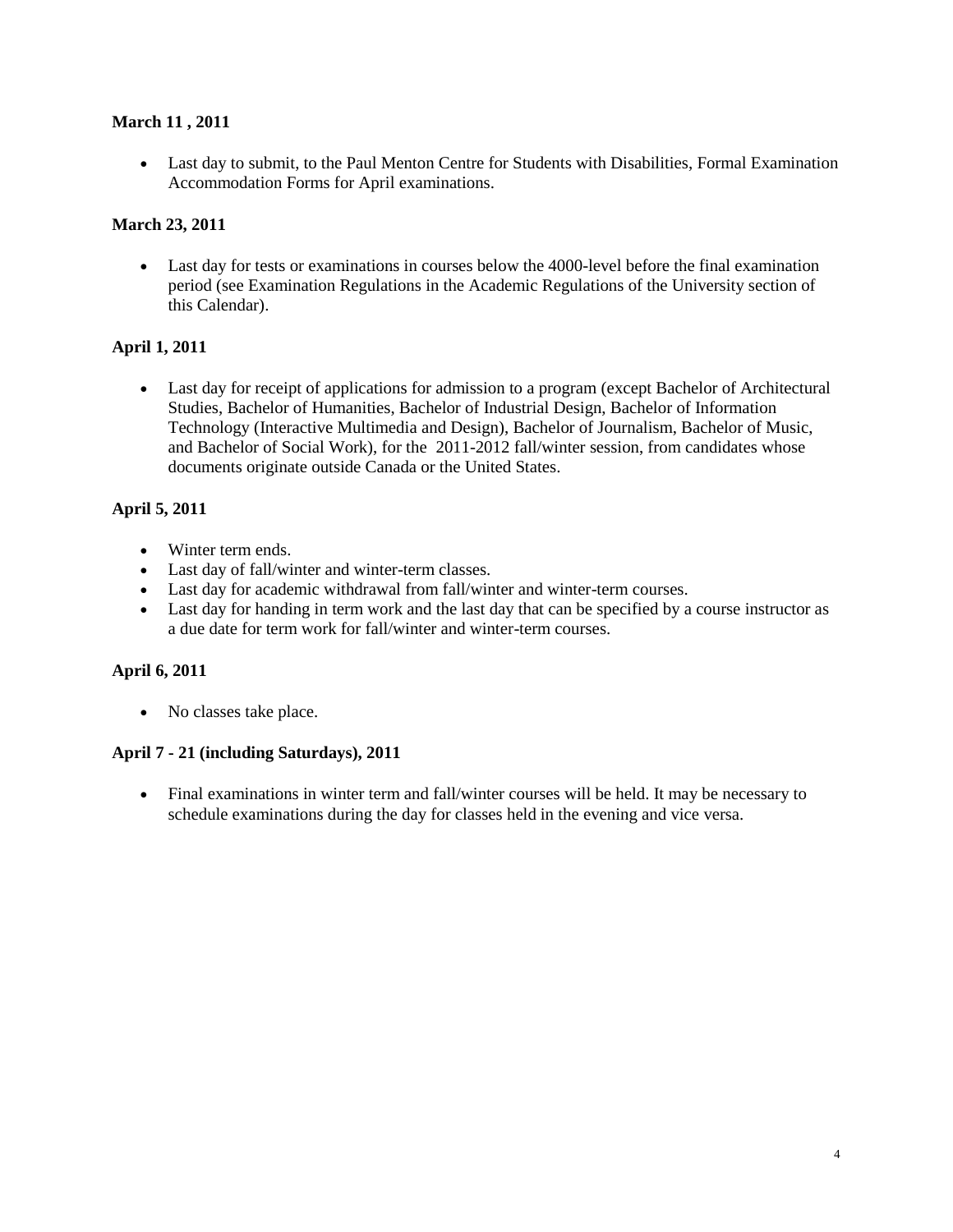**March 11 , 2011**

- Last day to submit, to the Paul Menton Centre for Students with Disabilities, Formal Examination Accommodation Forms for April examinations.

**March 23, 2011**

- Last day for tests or examinations in courses below the 4000-level before the final examination period (see Examination Regulations in the Academic Regulations of the University section of this Calendar).

**April 1, 2011**

- Last day for receipt of applications for admission to a program (except Bachelor of Architectural Studies, Bachelor of Humanities, Bachelor of Industrial Design, Bachelor of Information Technology (Interactive Multimedia and Design), Bachelor of Journalism, Bachelor of Music, and Bachelor of Social Work), for the 2011-2012 fall/winter session, from candidates whose documents originate outside Canada or the United States.

**April 5, 2011**

- Winter term ends.
- Last day of fall/winter and winter-term classes.
- Last day for academic withdrawal from fall/winter and winter-term courses.
- Last day for handing in term work and the last day that can be specified by a course instructor as a due date for term work for fall/winter and winter-term courses.

**April 6, 2011**

- No classes take place.

**April 7 - 21 (including Saturdays), 2011**

- Final examinations in winter term and fall/winter courses will be held. It may be necessary to schedule examinations during the day for classes held in the evening and vice versa.